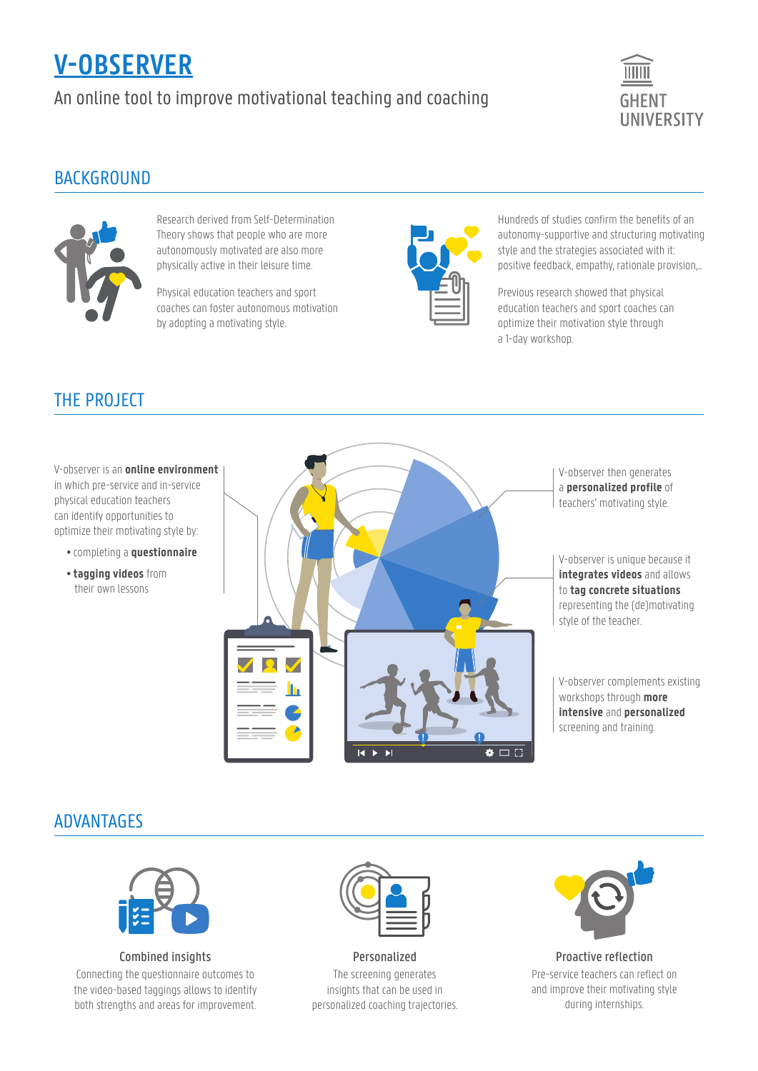# V-OBSERVER

An online tool to improve motivational teaching and coaching

GHENT UNIVERSITY

## BACKGROUND

Research derived from Self-Determination Theory shows that people who are more autonomously motivated are also more physically active in their leisure time.

Physical education teachers and sport coaches can foster autonomous motivation by adopting a motivating style.

Hundreds of studies confirm the benefits of an autonomy-supportive and structuring motivating style and the strategies associated with it: positive feedback, empathy, rationale provision,...

Previous research showed that physical education teachers and sport coaches can optimize their motivation style through a 1-day workshop.

## THE PROJECT

V-observer is an **online environment** in which pre-service and in-service physical education teachers can identify opportunities to optimize their motivating style by:

- completing a **questionnaire**
- **tagging videos** from their own lessons

V-observer then generates a **personalized profile** of teachers' motivating style.

V-observer is unique because it **integrates videos** and allows to **tag concrete situations** representing the (de)motivating style of the teacher.

V-observer complements existing workshops through **more intensive** and **personalized** screening and training.

## ADVANTAGES

**Combined insights**

Connecting the questionnaire outcomes to the video-based taggings allows to identify both strengths and areas for improvement.

**Personalized**

The screening generates insights that can be used in personalized coaching trajectories.

**Proactive reflection**

Pre-service teachers can reflect on and improve their motivating style during internships.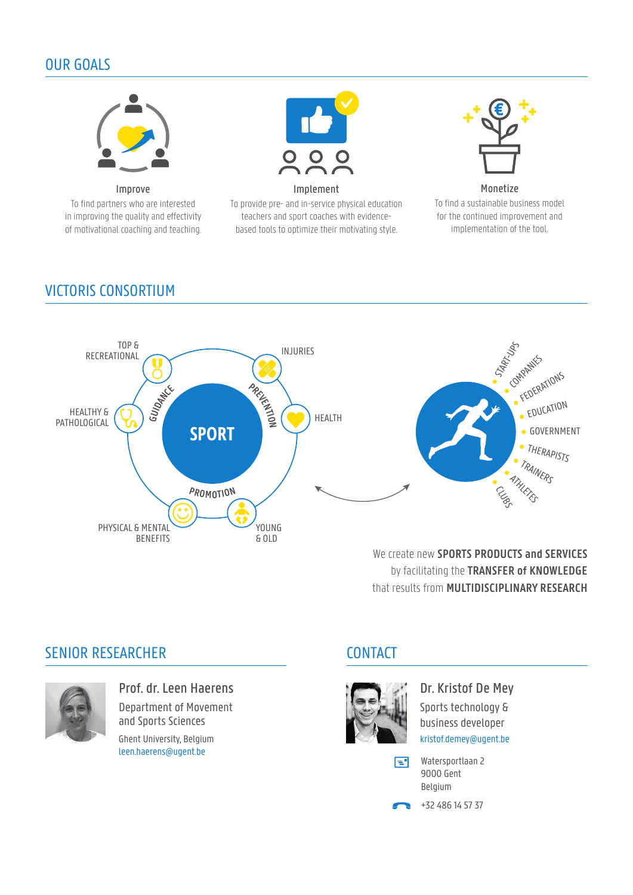## OUR GOALS

**Improve**

To find partners who are interested in improving the quality and effectivity of motivational coaching and teaching.

**Implement**

To provide pre- and in-service physical education teachers and sport coaches with evidence-based tools to optimize their motivating style.

**Monetize**

To find a sustainable business model for the continued improvement and implementation of the tool.

## VICTORIS CONSORTIUM

TOP & RECREATIONAL

INJURIES

HEALTHY & PATHOLOGICAL

GUIDANCE

PREVENTION

SPORT

HEALTH

PROMOTION

PHYSICAL & MENTAL BENEFITS

YOUNG & OLD

START-UPS

COMPANIES

FEDERATIONS

EDUCATION

GOVERNMENT

THERAPISTS

TRAINERS

ATHLETES

CLUBS

We create new **SPORTS PRODUCTS and SERVICES** by facilitating the **TRANSFER of KNOWLEDGE** that results from **MULTIDISCIPLINARY RESEARCH**

## SENIOR RESEARCHER

**Prof. dr. Leen Haerens**

Department of Movement and Sports Sciences

Ghent University, Belgium

leen.haerens@ugent.be

## CONTACT

**Dr. Kristof De Mey**

Sports technology & business developer

kristof.demey@ugent.be

Watersportlaan 2
9000 Gent
Belgium

+32 486 14 57 37